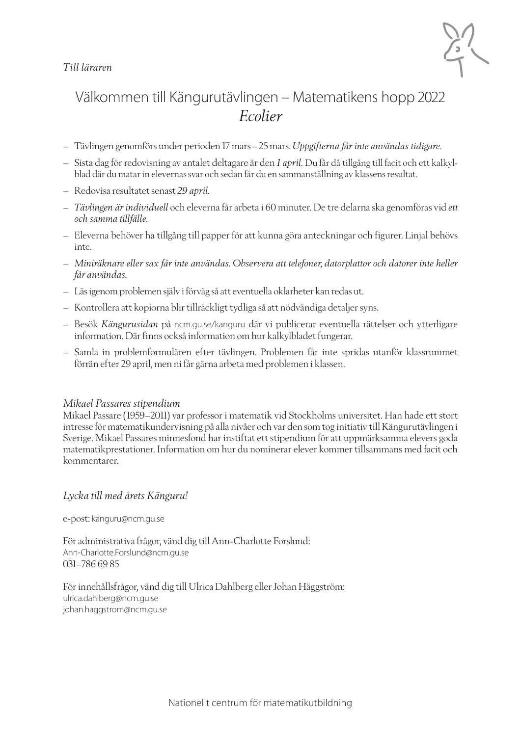*Till läraren*

# Välkommen till Kängurutävlingen – Matematikens hopp 2022 *Ecolier*

- Tävlingen genomförs under perioden 17 mars – 25 mars. *Uppgifterna får inte användas tidigare.*
- Sista dag för redovisning av antalet deltagare är den *1 april*. Du får då tillgång till facit och ett kalkylblad där du matar in elevernas svar och sedan får du en sammanställning av klassens resultat.
- Redovisa resultatet senast *29 april*.
- *Tävlingen är individuell* och eleverna får arbeta i 60 minuter. De tre delarna ska genomföras vid *ett och samma tillfälle.*
- Eleverna behöver ha tillgång till papper för att kunna göra anteckningar och figurer. Linjal behövs inte.
- *Miniräknare eller sax får inte användas. Observera att telefoner, datorplattor och datorer inte heller får användas.*
- Läs igenom problemen själv i förväg så att eventuella oklarheter kan redas ut.
- Kontrollera att kopiorna blir tillräckligt tydliga så att nödvändiga detaljer syns.
- Besök *Kängurusidan* på ncm.gu.se/kanguru där vi publicerar eventuella rättelser och ytterligare information. Där finns också information om hur kalkylbladet fungerar.
- Samla in problemformulären efter tävlingen. Problemen får inte spridas utanför klassrummet förrän efter 29 april, men ni får gärna arbeta med problemen i klassen.

*Mikael Passares stipendium*

Mikael Passare (1959–2011) var professor i matematik vid Stockholms universitet. Han hade ett stort intresse för matematikundervisning på alla nivåer och var den som tog initiativ till Kängurutävlingen i Sverige. Mikael Passares minnesfond har instiftat ett stipendium för att uppmärksamma elevers goda matematikprestationer. Information om hur du nominerar elever kommer tillsammans med facit och kommentarer.

*Lycka till med årets Känguru!*

e-post: kanguru@ncm.gu.se

För administrativa frågor, vänd dig till Ann-Charlotte Forslund:
Ann-Charlotte.Forslund@ncm.gu.se
031–786 69 85

För innehållsfrågor, vänd dig till Ulrica Dahlberg eller Johan Häggström:
ulrica.dahlberg@ncm.gu.se
johan.haggstrom@ncm.gu.se

Nationellt centrum för matematikutbildning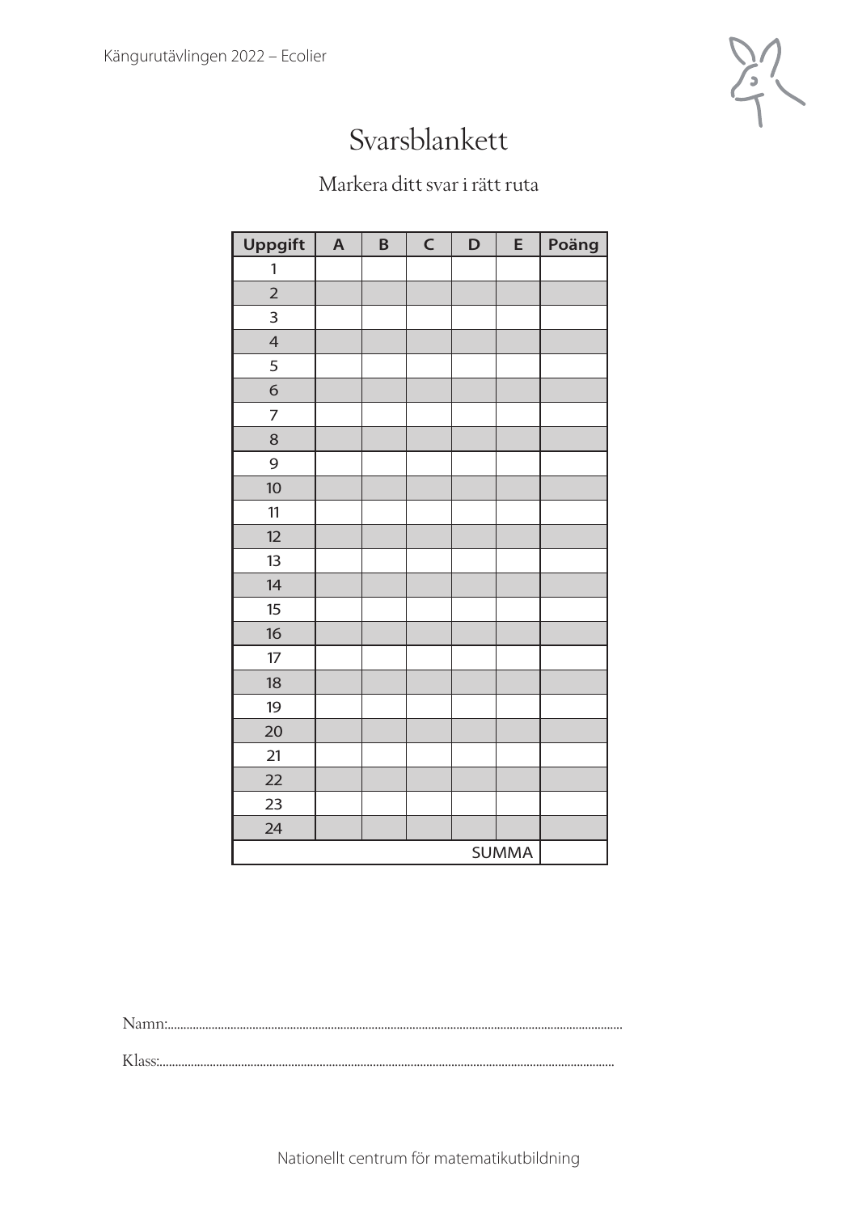# Svarsblankett

Markera ditt svar i rätt ruta

| Uppgift | A | B | C | D | E | Poäng |
|---|---|---|---|---|---|---|
| 1 | | | | | | |
| 2 | | | | | | |
| 3 | | | | | | |
| 4 | | | | | | |
| 5 | | | | | | |
| 6 | | | | | | |
| 7 | | | | | | |
| 8 | | | | | | |
| 9 | | | | | | |
| 10 | | | | | | |
| 11 | | | | | | |
| 12 | | | | | | |
| 13 | | | | | | |
| 14 | | | | | | |
| 15 | | | | | | |
| 16 | | | | | | |
| 17 | | | | | | |
| 18 | | | | | | |
| 19 | | | | | | |
| 20 | | | | | | |
| 21 | | | | | | |
| 22 | | | | | | |
| 23 | | | | | | |
| 24 | | | | | | |
| | | | | | SUMMA | |

Namn:..............................................................................................................................................

Klass:............................................................................................................................................

Nationellt centrum för matematikutbildning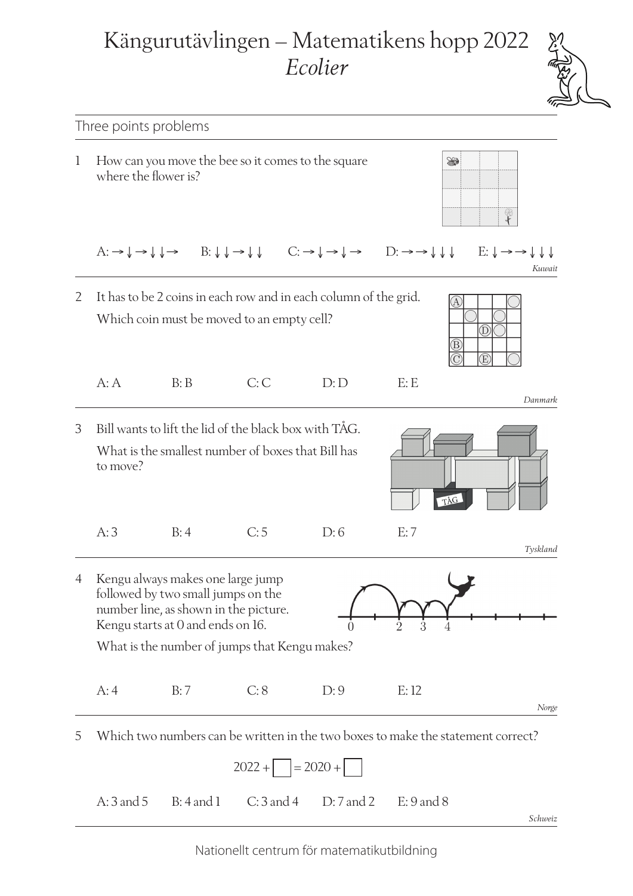# Kängurutävlingen – Matematikens hopp 2022
## *Ecolier*

Three points problems

1 How can you move the bee so it comes to the square where the flower is?

A: → ↓ → ↓ ↓ → B: ↓ ↓ → ↓ ↓ C: → ↓ → ↓ → D: → → ↓ ↓ ↓ E: ↓ → → ↓ ↓ ↓

*Kuwait*

2 It has to be 2 coins in each row and in each column of the grid.

Which coin must be moved to an empty cell?

A: A B: B C: C D: D E: E

*Danmark*

3 Bill wants to lift the lid of the black box with TÅG.

What is the smallest number of boxes that Bill has to move?

A: 3 B: 4 C: 5 D: 6 E: 7

*Tyskland*

4 Kengu always makes one large jump followed by two small jumps on the number line, as shown in the picture. Kengu starts at 0 and ends on 16.

What is the number of jumps that Kengu makes?

A: 4 B: 7 C: 8 D: 9 E: 12

*Norge*

5 Which two numbers can be written in the two boxes to make the statement correct?

$$2022 + \square = 2020 + \square$$

A: 3 and 5 B: 4 and 1 C: 3 and 4 D: 7 and 2 E: 9 and 8

*Schweiz*

Nationellt centrum för matematikutbildning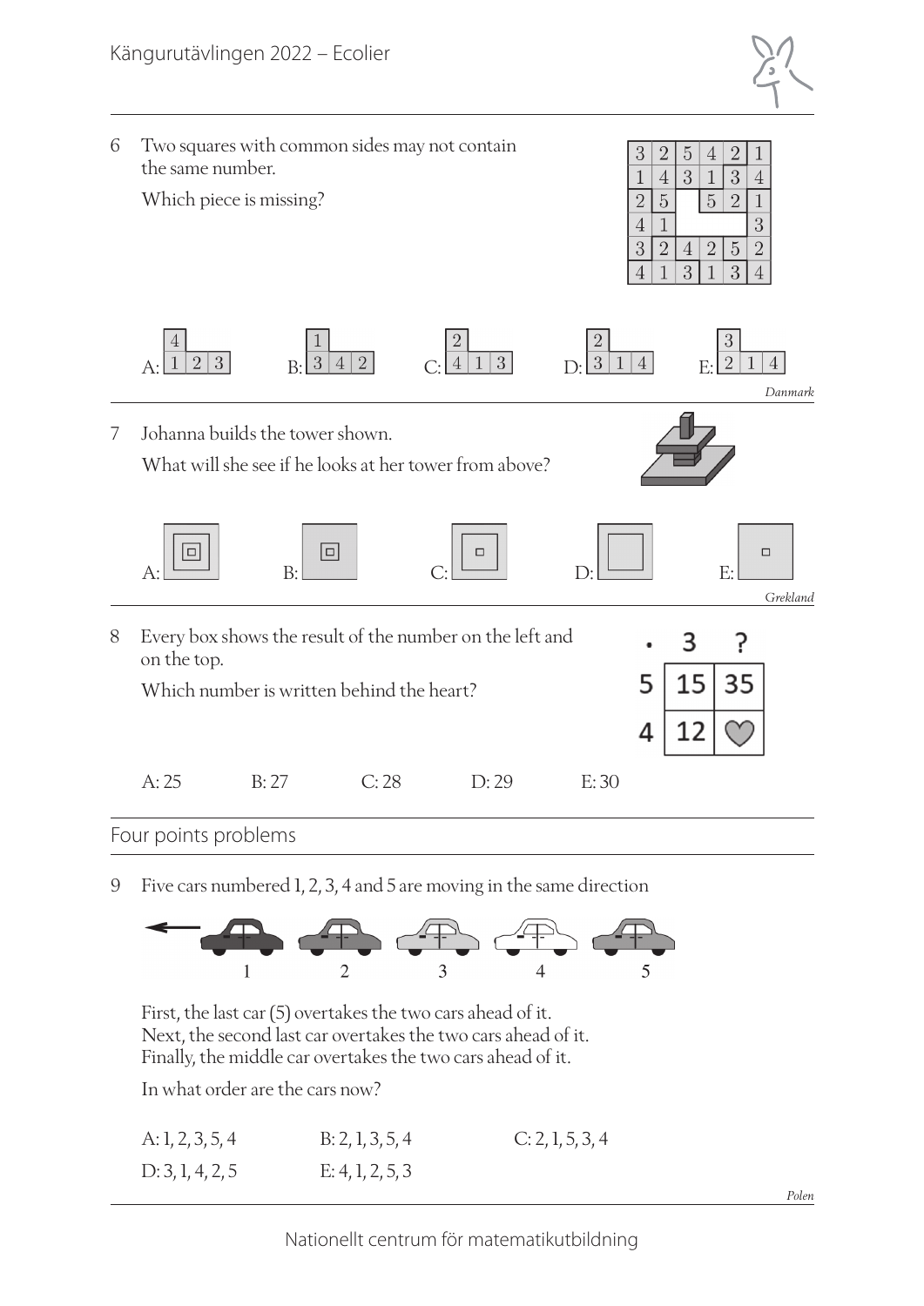6 Two squares with common sides may not contain the same number.

Which piece is missing?

| | | | | | |
|---|---|---|---|---|---|
| 3 | 2 | 5 | 4 | 2 | 1 |
| 1 | 4 | 3 | 1 | 3 | 4 |
| 2 | 5 | | 5 | 2 | 1 |
| 4 | 1 | | | | 3 |
| 3 | 2 | 4 | 2 | 5 | 2 |
| 4 | 1 | 3 | 1 | 3 | 4 |

A: 4 / 1 2 3 B: 1 / 3 4 2 C: 2 / 4 1 3 D: 2 / 3 1 4 E: 3 / 2 1 4

*Danmark*

7 Johanna builds the tower shown.

What will she see if he looks at her tower from above?

A: B: C: D: E:

*Grekland*

8 Every box shows the result of the number on the left and on the top.

Which number is written behind the heart?

| · | 3 | ? |
|---|---|---|
| 5 | 15 | 35 |
| 4 | 12 | ♡ |

A: 25 B: 27 C: 28 D: 29 E: 30

## Four points problems

9 Five cars numbered 1, 2, 3, 4 and 5 are moving in the same direction

← 1 2 3 4 5

First, the last car (5) overtakes the two cars ahead of it.
Next, the second last car overtakes the two cars ahead of it.
Finally, the middle car overtakes the two cars ahead of it.

In what order are the cars now?

A: 1, 2, 3, 5, 4 B: 2, 1, 3, 5, 4 C: 2, 1, 5, 3, 4
D: 3, 1, 4, 2, 5 E: 4, 1, 2, 5, 3

*Polen*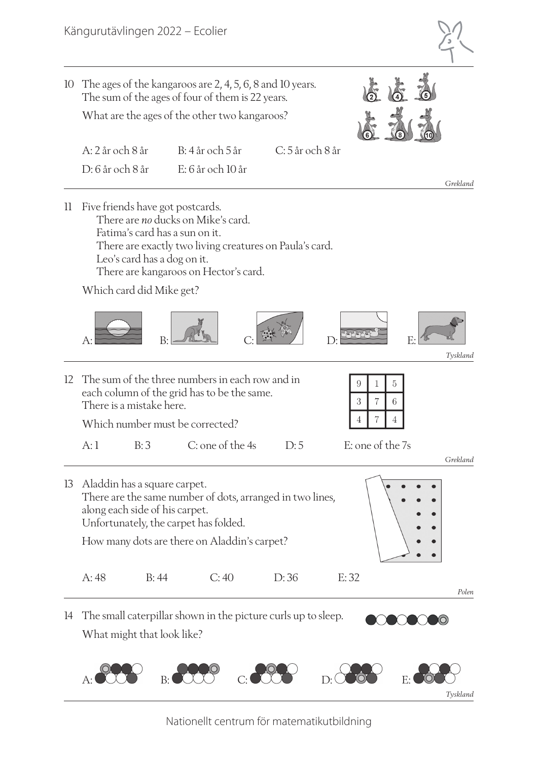10 The ages of the kangaroos are 2, 4, 5, 6, 8 and 10 years.
The sum of the ages of four of them is 22 years.

What are the ages of the other two kangaroos?

A: 2 år och 8 år  B: 4 år och 5 år  C: 5 år och 8 år

D: 6 år och 8 år  E: 6 år och 10 år

*Grekland*

---

11 Five friends have got postcards.
There are *no* ducks on Mike's card.
Fatima's card has a sun on it.
There are exactly two living creatures on Paula's card.
Leo's card has a dog on it.
There are kangaroos on Hector's card.

Which card did Mike get?

A:  B:  C:  D:  E:

*Tyskland*

---

12 The sum of the three numbers in each row and in each column of the grid has to be the same.
There is a mistake here.

Which number must be corrected?

| 9 | 1 | 5 |
|---|---|---|
| 3 | 7 | 6 |
| 4 | 7 | 4 |

A: 1  B: 3  C: one of the 4s  D: 5  E: one of the 7s

*Grekland*

---

13 Aladdin has a square carpet.
There are the same number of dots, arranged in two lines, along each side of his carpet.
Unfortunately, the carpet has folded.

How many dots are there on Aladdin's carpet?

A: 48  B: 44  C: 40  D: 36  E: 32

*Polen*

---

14 The small caterpillar shown in the picture curls up to sleep.

What might that look like?

A:  B:  C:  D:  E:

*Tyskland*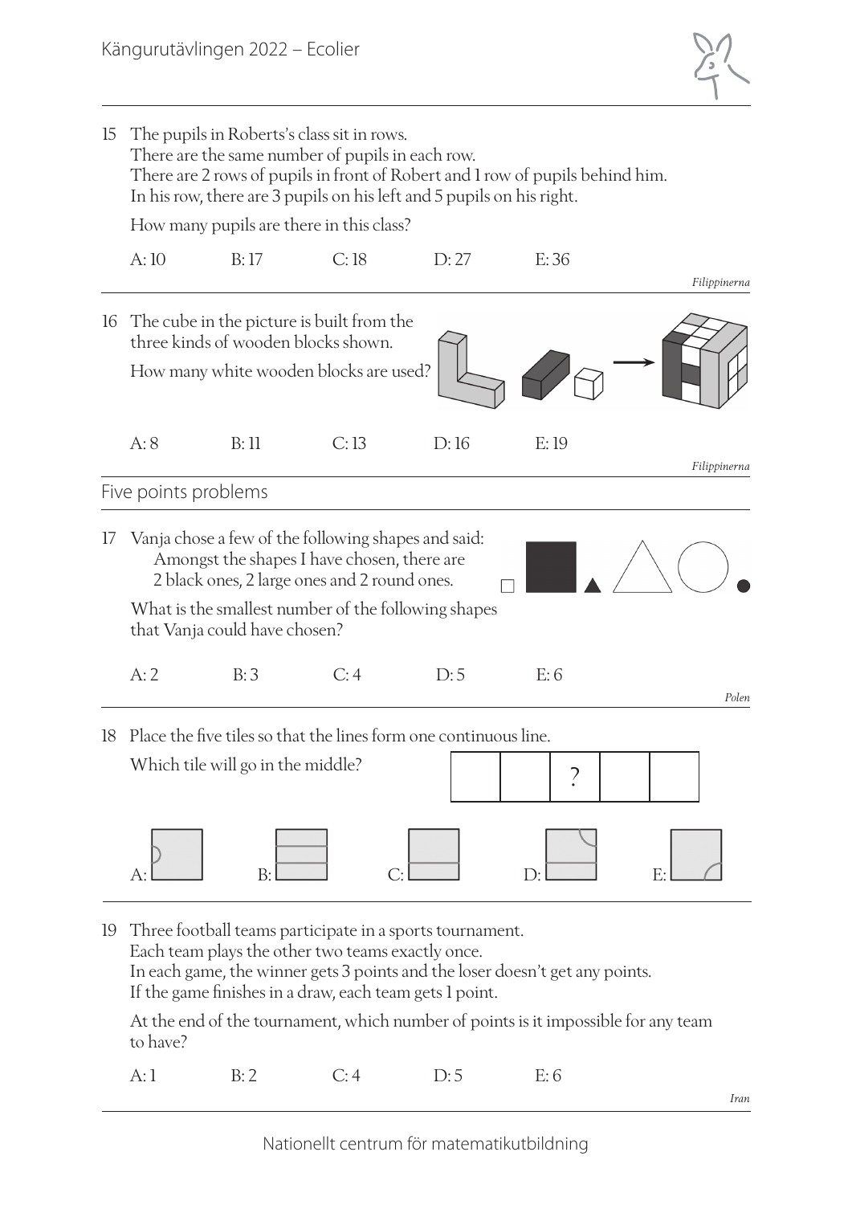15 The pupils in Roberts's class sit in rows.
There are the same number of pupils in each row.
There are 2 rows of pupils in front of Robert and 1 row of pupils behind him.
In his row, there are 3 pupils on his left and 5 pupils on his right.

How many pupils are there in this class?

A: 10 B: 17 C: 18 D: 27 E: 36

*Filippinerna*

---

16 The cube in the picture is built from the three kinds of wooden blocks shown.

How many white wooden blocks are used?

A: 8 B: 11 C: 13 D: 16 E: 19

*Filippinerna*

---

## Five points problems

17 Vanja chose a few of the following shapes and said:
Amongst the shapes I have chosen, there are 2 black ones, 2 large ones and 2 round ones.

What is the smallest number of the following shapes that Vanja could have chosen?

A: 2 B: 3 C: 4 D: 5 E: 6

*Polen*

---

18 Place the five tiles so that the lines form one continuous line.

Which tile will go in the middle?

| | | ? | | |
|---|---|---|---|---|

A: B: C: D: E:

---

19 Three football teams participate in a sports tournament.
Each team plays the other two teams exactly once.
In each game, the winner gets 3 points and the loser doesn't get any points.
If the game finishes in a draw, each team gets 1 point.

At the end of the tournament, which number of points is it impossible for any team to have?

A: 1 B: 2 C: 4 D: 5 E: 6

*Iran*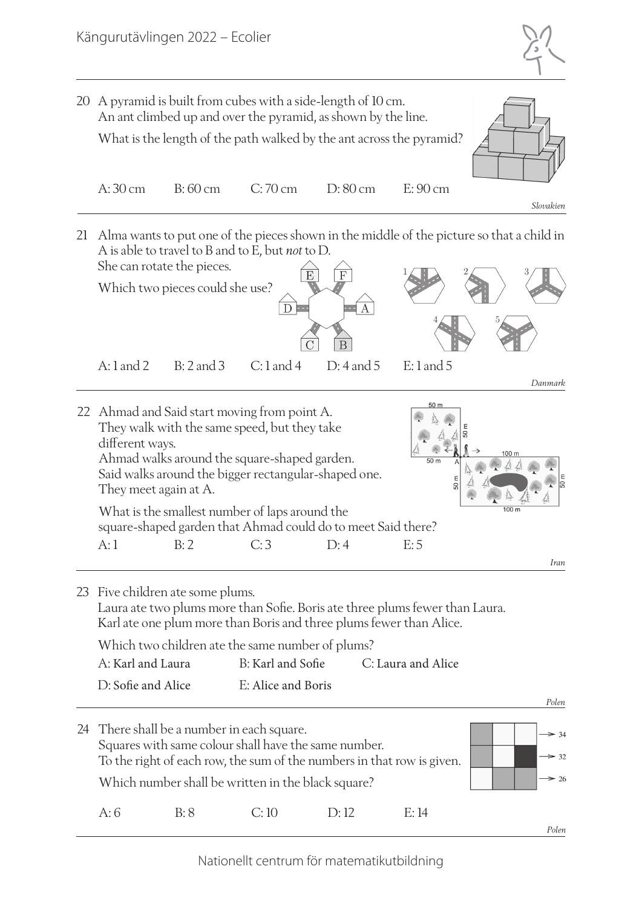20 A pyramid is built from cubes with a side-length of 10 cm.
An ant climbed up and over the pyramid, as shown by the line.

What is the length of the path walked by the ant across the pyramid?

A: 30 cm B: 60 cm C: 70 cm D: 80 cm E: 90 cm

*Slovakien*

---

21 Alma wants to put one of the pieces shown in the middle of the picture so that a child in A is able to travel to B and to E, but *not* to D.
She can rotate the pieces.

Which two pieces could she use?

E F D A C B 1 2 3 4 5

A: 1 and 2 B: 2 and 3 C: 1 and 4 D: 4 and 5 E: 1 and 5

*Danmark*

---

22 Ahmad and Said start moving from point A.
They walk with the same speed, but they take different ways.
Ahmad walks around the square-shaped garden.
Said walks around the bigger rectangular-shaped one.
They meet again at A.

50 m
50 m
50 m
A
100 m
50 m
50 m
100 m

What is the smallest number of laps around the square-shaped garden that Ahmad could do to meet Said there?

A: 1 B: 2 C: 3 D: 4 E: 5

*Iran*

---

23 Five children ate some plums.
Laura ate two plums more than Sofie. Boris ate three plums fewer than Laura.
Karl ate one plum more than Boris and three plums fewer than Alice.

Which two children ate the same number of plums?

A: Karl and Laura B: Karl and Sofie C: Laura and Alice

D: Sofie and Alice E: Alice and Boris

*Polen*

---

24 There shall be a number in each square.
Squares with same colour shall have the same number.
To the right of each row, the sum of the numbers in that row is given.

Which number shall be written in the black square?

34
32
26

A: 6 B: 8 C: 10 D: 12 E: 14

*Polen*